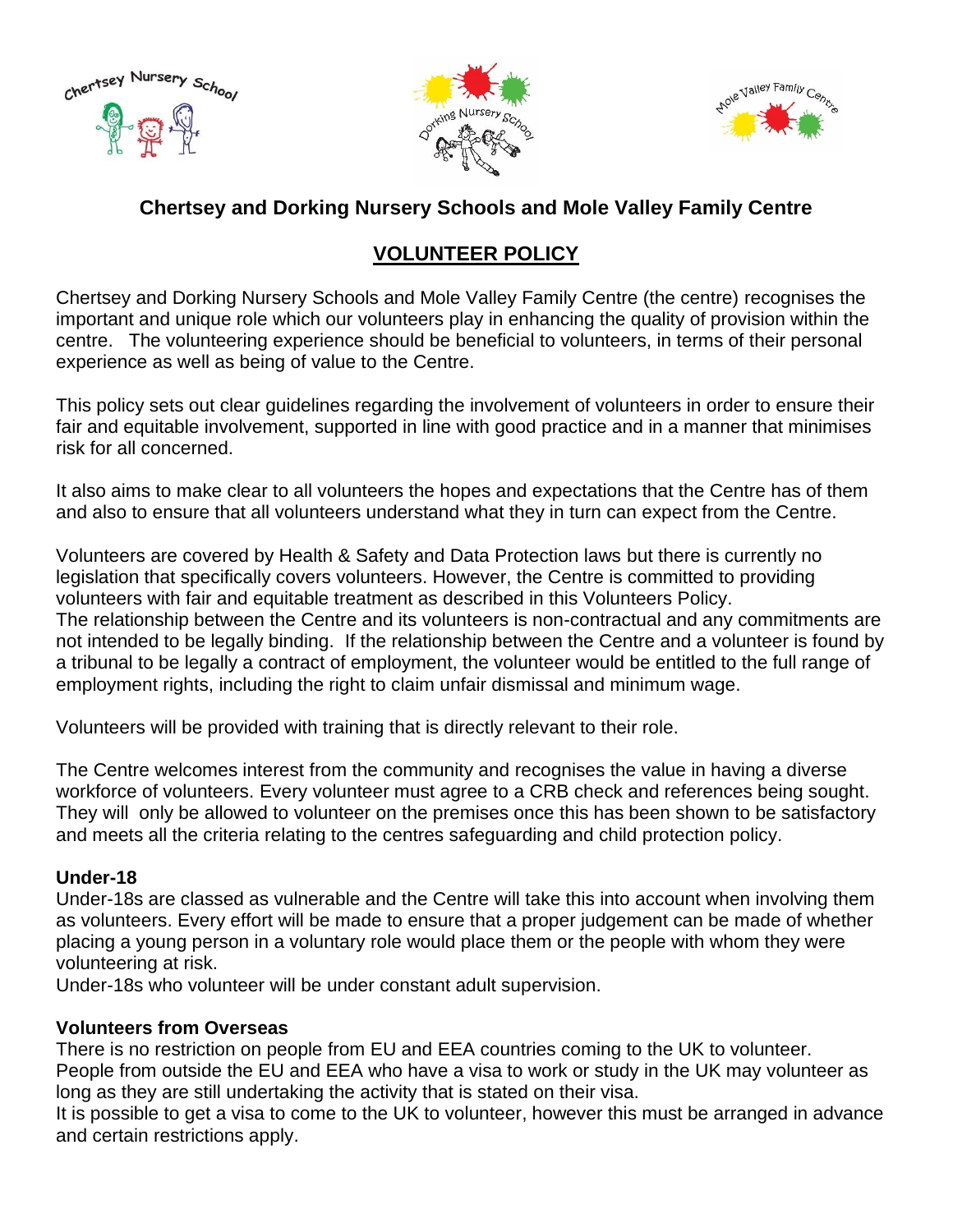# Chertsey and Dorking Nursery Schools and Mole Valley Family Centre

## VOLUNTEER POLICY

Chertsey and Dorking Nursery Schools and Mole Valley Family Centre (the centre) recognises the important and unique role which our volunteers play in enhancing the quality of provision within the centre. The volunteering experience should be beneficial to volunteers, in terms of their personal experience as well as being of value to the Centre.

This policy sets out clear guidelines regarding the involvement of volunteers in order to ensure their fair and equitable involvement, supported in line with good practice and in a manner that minimises risk for all concerned.

It also aims to make clear to all volunteers the hopes and expectations that the Centre has of them and also to ensure that all volunteers understand what they in turn can expect from the Centre.

Volunteers are covered by Health & Safety and Data Protection laws but there is currently no legislation that specifically covers volunteers. However, the Centre is committed to providing volunteers with fair and equitable treatment as described in this Volunteers Policy.
The relationship between the Centre and its volunteers is non-contractual and any commitments are not intended to be legally binding. If the relationship between the Centre and a volunteer is found by a tribunal to be legally a contract of employment, the volunteer would be entitled to the full range of employment rights, including the right to claim unfair dismissal and minimum wage.

Volunteers will be provided with training that is directly relevant to their role.

The Centre welcomes interest from the community and recognises the value in having a diverse workforce of volunteers. Every volunteer must agree to a CRB check and references being sought. They will only be allowed to volunteer on the premises once this has been shown to be satisfactory and meets all the criteria relating to the centres safeguarding and child protection policy.

### Under-18

Under-18s are classed as vulnerable and the Centre will take this into account when involving them as volunteers. Every effort will be made to ensure that a proper judgement can be made of whether placing a young person in a voluntary role would place them or the people with whom they were volunteering at risk.
Under-18s who volunteer will be under constant adult supervision.

### Volunteers from Overseas

There is no restriction on people from EU and EEA countries coming to the UK to volunteer.
People from outside the EU and EEA who have a visa to work or study in the UK may volunteer as long as they are still undertaking the activity that is stated on their visa.
It is possible to get a visa to come to the UK to volunteer, however this must be arranged in advance and certain restrictions apply.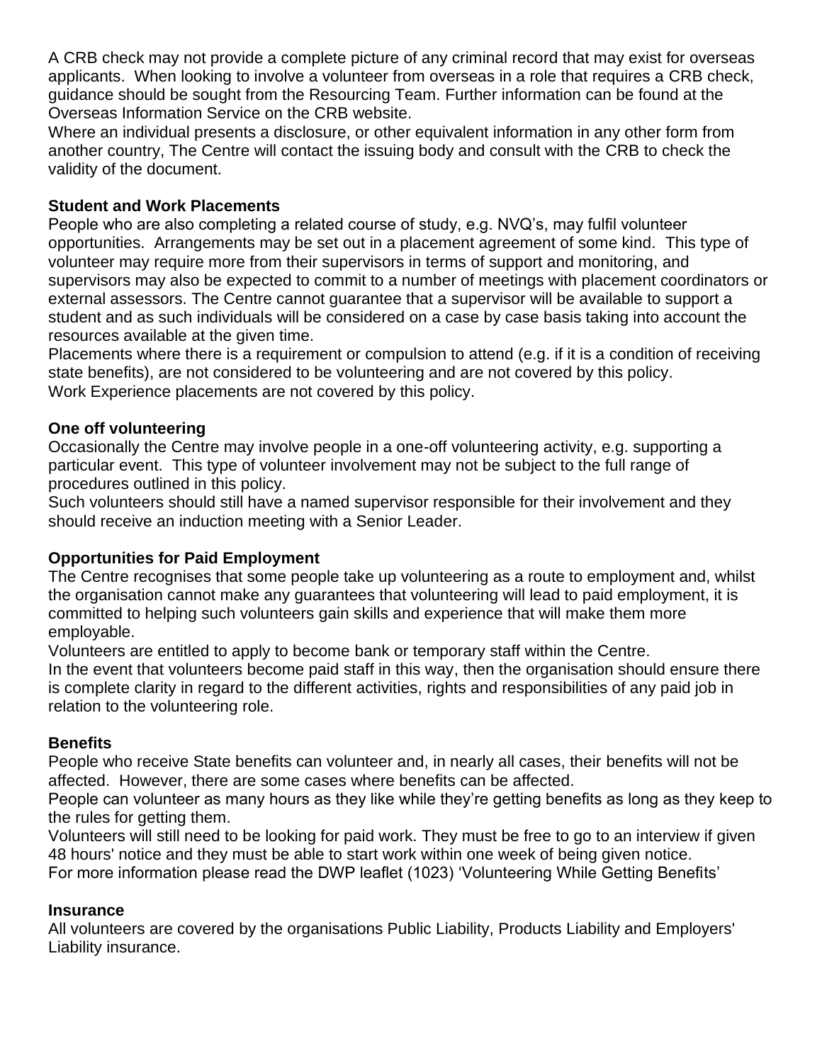A CRB check may not provide a complete picture of any criminal record that may exist for overseas applicants. When looking to involve a volunteer from overseas in a role that requires a CRB check, guidance should be sought from the Resourcing Team. Further information can be found at the Overseas Information Service on the CRB website.
Where an individual presents a disclosure, or other equivalent information in any other form from another country, The Centre will contact the issuing body and consult with the CRB to check the validity of the document.

**Student and Work Placements**
People who are also completing a related course of study, e.g. NVQ's, may fulfil volunteer opportunities. Arrangements may be set out in a placement agreement of some kind. This type of volunteer may require more from their supervisors in terms of support and monitoring, and supervisors may also be expected to commit to a number of meetings with placement coordinators or external assessors. The Centre cannot guarantee that a supervisor will be available to support a student and as such individuals will be considered on a case by case basis taking into account the resources available at the given time.
Placements where there is a requirement or compulsion to attend (e.g. if it is a condition of receiving state benefits), are not considered to be volunteering and are not covered by this policy.
Work Experience placements are not covered by this policy.

**One off volunteering**
Occasionally the Centre may involve people in a one-off volunteering activity, e.g. supporting a particular event. This type of volunteer involvement may not be subject to the full range of procedures outlined in this policy.
Such volunteers should still have a named supervisor responsible for their involvement and they should receive an induction meeting with a Senior Leader.

**Opportunities for Paid Employment**
The Centre recognises that some people take up volunteering as a route to employment and, whilst the organisation cannot make any guarantees that volunteering will lead to paid employment, it is committed to helping such volunteers gain skills and experience that will make them more employable.
Volunteers are entitled to apply to become bank or temporary staff within the Centre.
In the event that volunteers become paid staff in this way, then the organisation should ensure there is complete clarity in regard to the different activities, rights and responsibilities of any paid job in relation to the volunteering role.

**Benefits**
People who receive State benefits can volunteer and, in nearly all cases, their benefits will not be affected. However, there are some cases where benefits can be affected.
People can volunteer as many hours as they like while they're getting benefits as long as they keep to the rules for getting them.
Volunteers will still need to be looking for paid work. They must be free to go to an interview if given 48 hours' notice and they must be able to start work within one week of being given notice.
For more information please read the DWP leaflet (1023) 'Volunteering While Getting Benefits'

**Insurance**
All volunteers are covered by the organisations Public Liability, Products Liability and Employers' Liability insurance.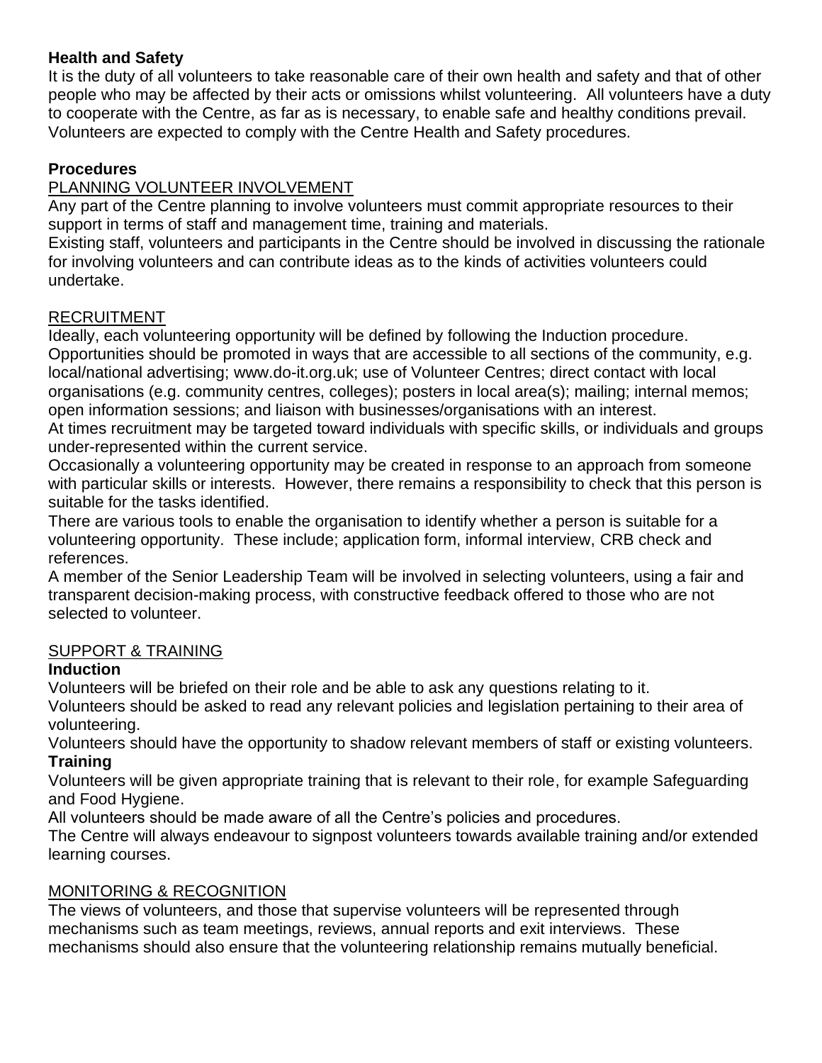**Health and Safety**

It is the duty of all volunteers to take reasonable care of their own health and safety and that of other people who may be affected by their acts or omissions whilst volunteering. All volunteers have a duty to cooperate with the Centre, as far as is necessary, to enable safe and healthy conditions prevail. Volunteers are expected to comply with the Centre Health and Safety procedures.

**Procedures**

PLANNING VOLUNTEER INVOLVEMENT

Any part of the Centre planning to involve volunteers must commit appropriate resources to their support in terms of staff and management time, training and materials.

Existing staff, volunteers and participants in the Centre should be involved in discussing the rationale for involving volunteers and can contribute ideas as to the kinds of activities volunteers could undertake.

RECRUITMENT

Ideally, each volunteering opportunity will be defined by following the Induction procedure.

Opportunities should be promoted in ways that are accessible to all sections of the community, e.g. local/national advertising; www.do-it.org.uk; use of Volunteer Centres; direct contact with local organisations (e.g. community centres, colleges); posters in local area(s); mailing; internal memos; open information sessions; and liaison with businesses/organisations with an interest.

At times recruitment may be targeted toward individuals with specific skills, or individuals and groups under-represented within the current service.

Occasionally a volunteering opportunity may be created in response to an approach from someone with particular skills or interests. However, there remains a responsibility to check that this person is suitable for the tasks identified.

There are various tools to enable the organisation to identify whether a person is suitable for a volunteering opportunity. These include; application form, informal interview, CRB check and references.

A member of the Senior Leadership Team will be involved in selecting volunteers, using a fair and transparent decision-making process, with constructive feedback offered to those who are not selected to volunteer.

SUPPORT & TRAINING

**Induction**

Volunteers will be briefed on their role and be able to ask any questions relating to it.

Volunteers should be asked to read any relevant policies and legislation pertaining to their area of volunteering.

Volunteers should have the opportunity to shadow relevant members of staff or existing volunteers.

**Training**

Volunteers will be given appropriate training that is relevant to their role, for example Safeguarding and Food Hygiene.

All volunteers should be made aware of all the Centre's policies and procedures.

The Centre will always endeavour to signpost volunteers towards available training and/or extended learning courses.

MONITORING & RECOGNITION

The views of volunteers, and those that supervise volunteers will be represented through mechanisms such as team meetings, reviews, annual reports and exit interviews. These mechanisms should also ensure that the volunteering relationship remains mutually beneficial.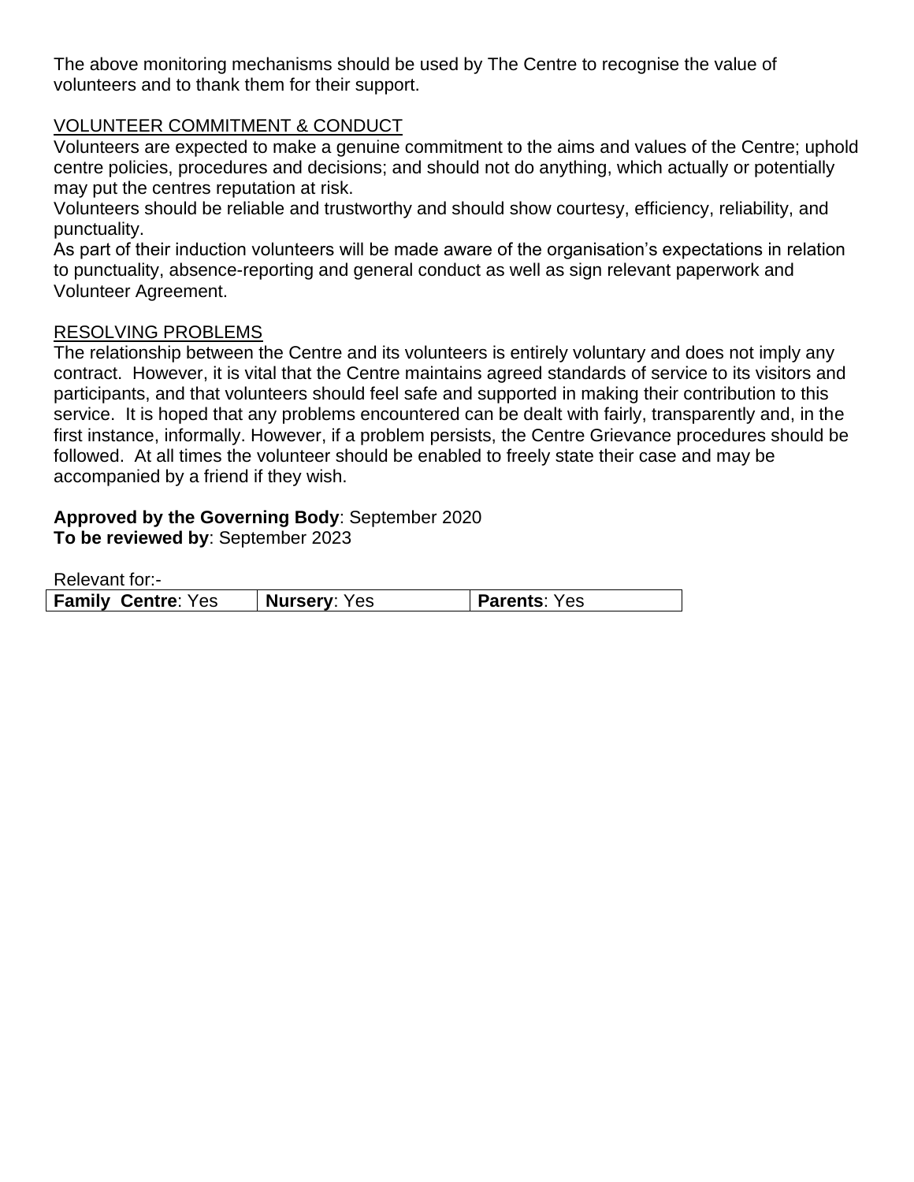The above monitoring mechanisms should be used by The Centre to recognise the value of volunteers and to thank them for their support.

## VOLUNTEER COMMITMENT & CONDUCT

Volunteers are expected to make a genuine commitment to the aims and values of the Centre; uphold centre policies, procedures and decisions; and should not do anything, which actually or potentially may put the centres reputation at risk.

Volunteers should be reliable and trustworthy and should show courtesy, efficiency, reliability, and punctuality.

As part of their induction volunteers will be made aware of the organisation's expectations in relation to punctuality, absence-reporting and general conduct as well as sign relevant paperwork and Volunteer Agreement.

## RESOLVING PROBLEMS

The relationship between the Centre and its volunteers is entirely voluntary and does not imply any contract. However, it is vital that the Centre maintains agreed standards of service to its visitors and participants, and that volunteers should feel safe and supported in making their contribution to this service. It is hoped that any problems encountered can be dealt with fairly, transparently and, in the first instance, informally. However, if a problem persists, the Centre Grievance procedures should be followed. At all times the volunteer should be enabled to freely state their case and may be accompanied by a friend if they wish.

**Approved by the Governing Body**: September 2020
**To be reviewed by**: September 2023

Relevant for:-

| | | |
|---|---|---|
| **Family Centre**: Yes | **Nursery**: Yes | **Parents**: Yes |